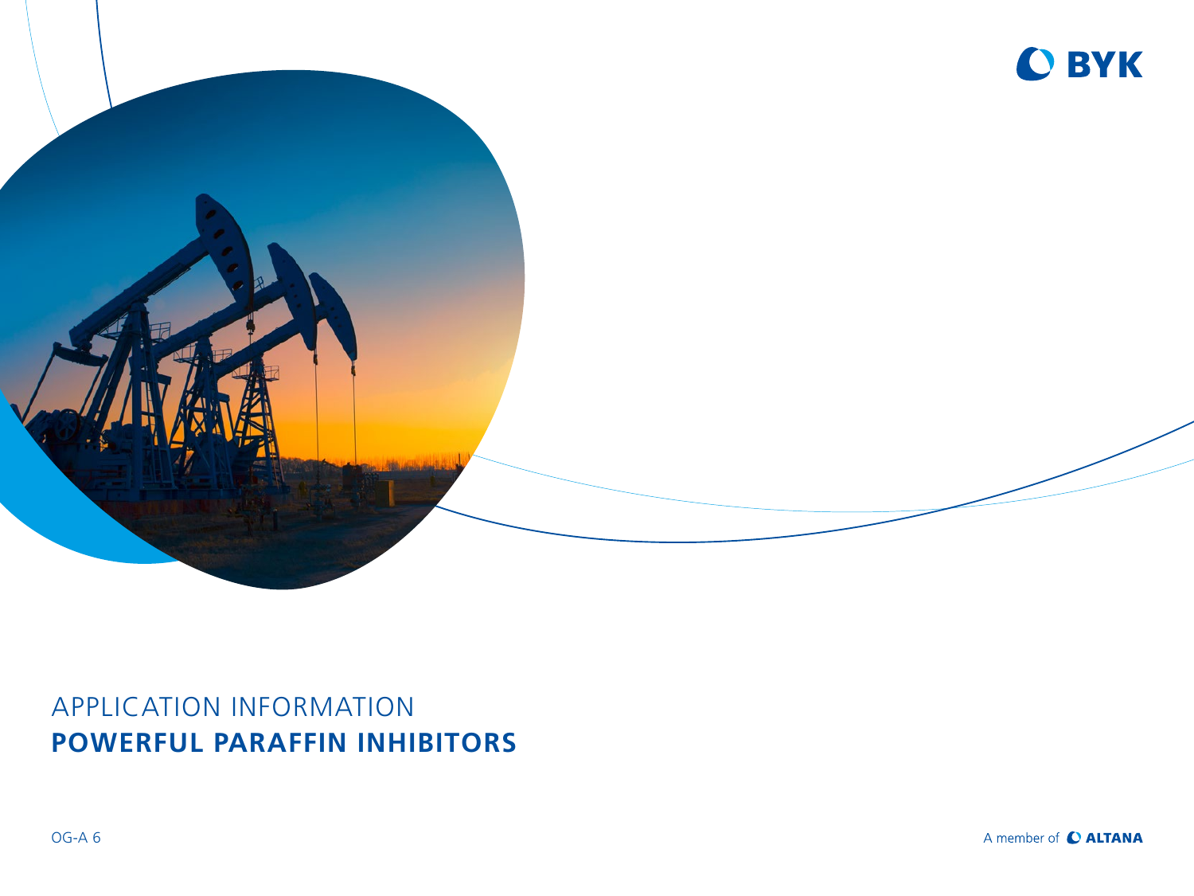BYK

APPLICATION INFORMATION

# POWERFUL PARAFFIN INHIBITORS

OG-A 6

A member of ALTANA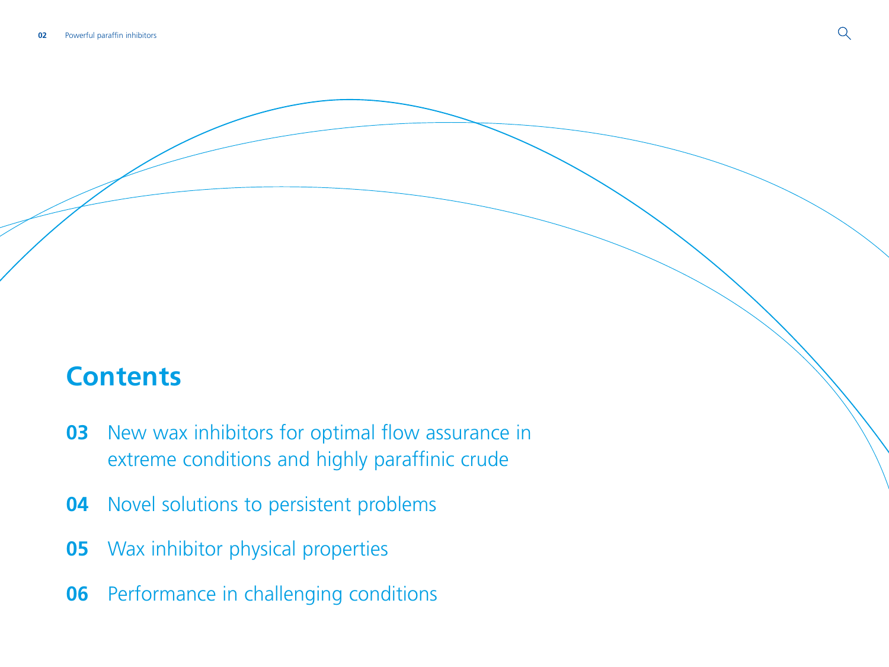## Contents

**03** New wax inhibitors for optimal flow assurance in extreme conditions and highly paraffinic crude

**04** Novel solutions to persistent problems

**05** Wax inhibitor physical properties

**06** Performance in challenging conditions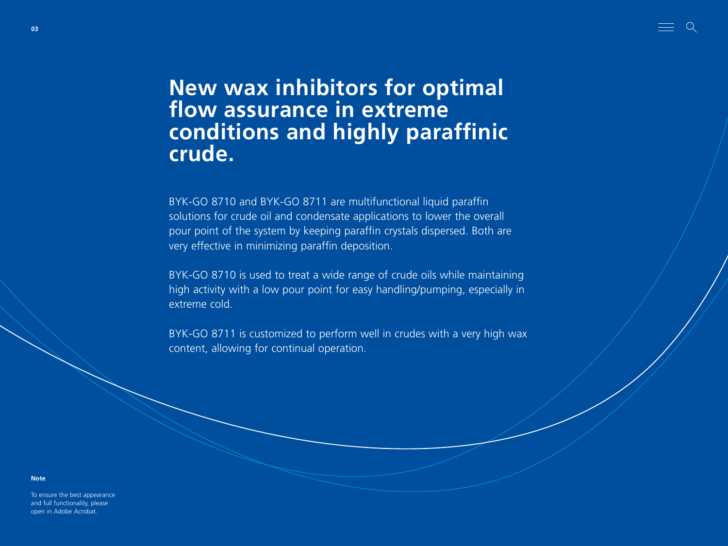# New wax inhibitors for optimal flow assurance in extreme conditions and highly paraffinic crude.

BYK-GO 8710 and BYK-GO 8711 are multifunctional liquid paraffin solutions for crude oil and condensate applications to lower the overall pour point of the system by keeping paraffin crystals dispersed. Both are very effective in minimizing paraffin deposition.

BYK-GO 8710 is used to treat a wide range of crude oils while maintaining high activity with a low pour point for easy handling/pumping, especially in extreme cold.

BYK-GO 8711 is customized to perform well in crudes with a very high wax content, allowing for continual operation.

**Note**

To ensure the best appearance and full functionality, please open in Adobe Acrobat.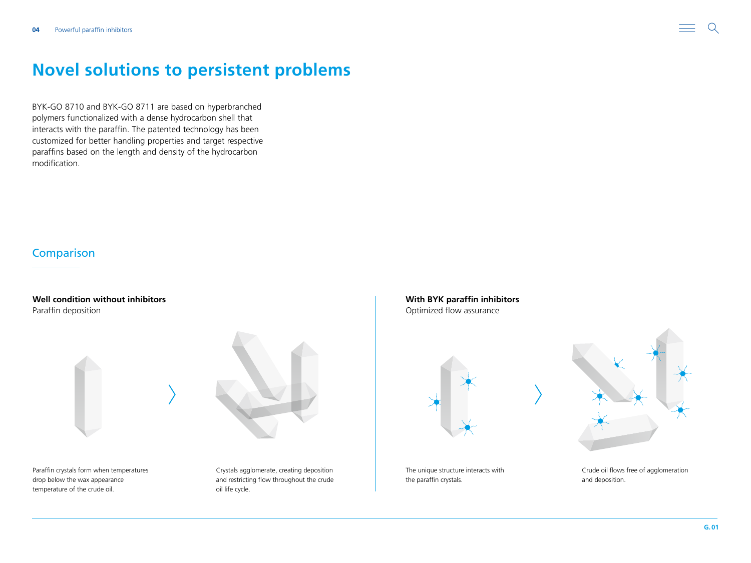# Novel solutions to persistent problems

BYK-GO 8710 and BYK-GO 8711 are based on hyperbranched polymers functionalized with a dense hydrocarbon shell that interacts with the paraffin. The patented technology has been customized for better handling properties and target respective paraffins based on the length and density of the hydrocarbon modification.

## Comparison

**Well condition without inhibitors**
Paraffin deposition

Paraffin crystals form when temperatures drop below the wax appearance temperature of the crude oil.

Crystals agglomerate, creating deposition and restricting flow throughout the crude oil life cycle.

**With BYK paraffin inhibitors**
Optimized flow assurance

The unique structure interacts with the paraffin crystals.

Crude oil flows free of agglomeration and deposition.

G. 01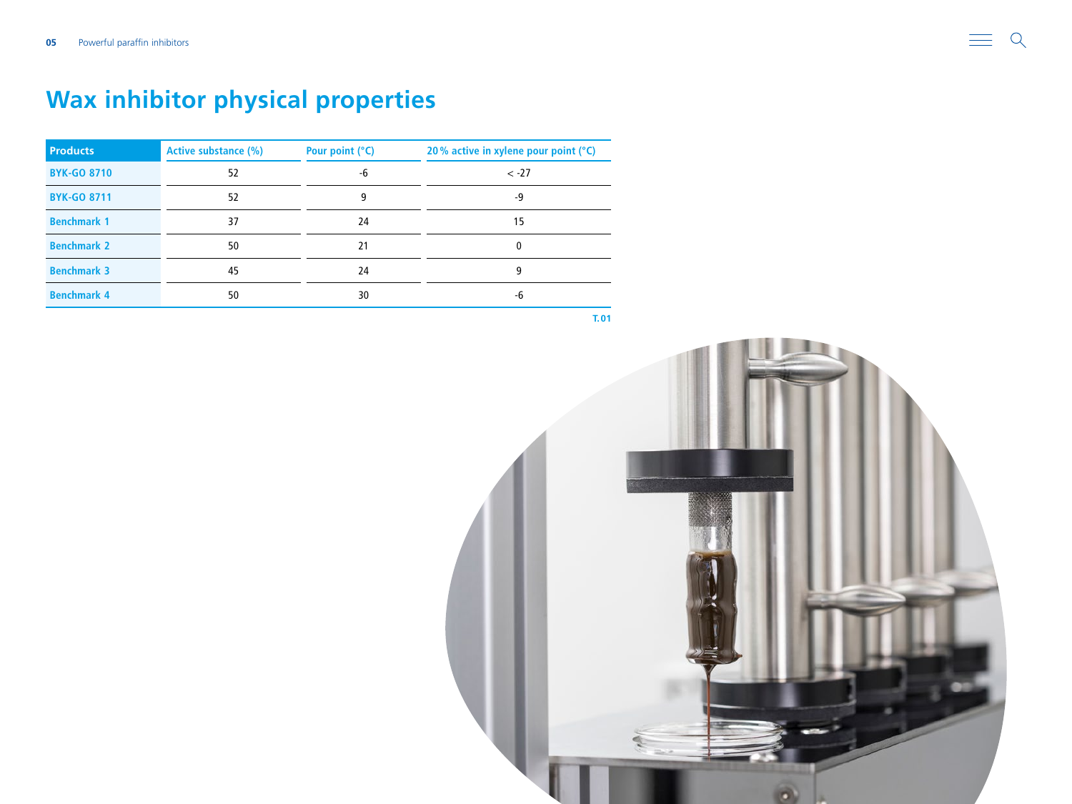# Wax inhibitor physical properties

| Products | Active substance (%) | Pour point (°C) | 20 % active in xylene pour point (°C) |
|---|---|---|---|
| BYK-GO 8710 | 52 | -6 | < -27 |
| BYK-GO 8711 | 52 | 9 | -9 |
| Benchmark 1 | 37 | 24 | 15 |
| Benchmark 2 | 50 | 21 | 0 |
| Benchmark 3 | 45 | 24 | 9 |
| Benchmark 4 | 50 | 30 | -6 |

T.01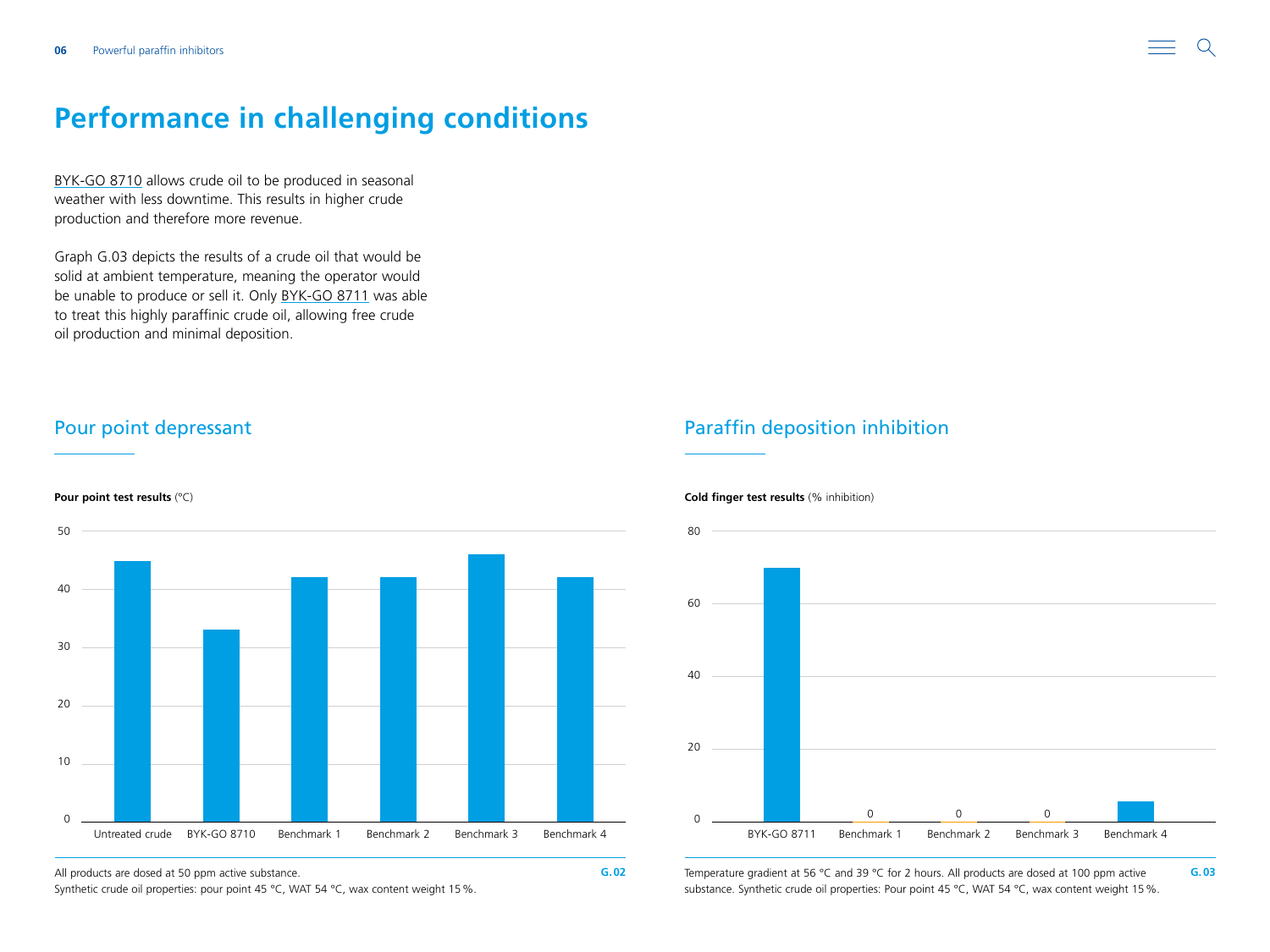# Performance in challenging conditions

BYK-GO 8710 allows crude oil to be produced in seasonal weather with less downtime. This results in higher crude production and therefore more revenue.

Graph G.03 depicts the results of a crude oil that would be solid at ambient temperature, meaning the operator would be unable to produce or sell it. Only BYK-GO 8711 was able to treat this highly paraffinic crude oil, allowing free crude oil production and minimal deposition.

## Pour point depressant

**Pour point test results** (°C)

| Sample | Pour point (°C) |
| --- | --- |
| Untreated crude | 45 |
| BYK-GO 8710 | 33 |
| Benchmark 1 | 42 |
| Benchmark 2 | 42 |
| Benchmark 3 | 46 |
| Benchmark 4 | 42 |

All products are dosed at 50 ppm active substance.
Synthetic crude oil properties: pour point 45 °C, WAT 54 °C, wax content weight 15 %.

**G. 02**

## Paraffin deposition inhibition

**Cold finger test results** (% inhibition)

| Sample | % inhibition |
| --- | --- |
| BYK-GO 8711 | 70 |
| Benchmark 1 | 0 |
| Benchmark 2 | 0 |
| Benchmark 3 | 0 |
| Benchmark 4 | 5 |

Temperature gradient at 56 °C and 39 °C for 2 hours. All products are dosed at 100 ppm active substance. Synthetic crude oil properties: Pour point 45 °C, WAT 54 °C, wax content weight 15 %.

**G. 03**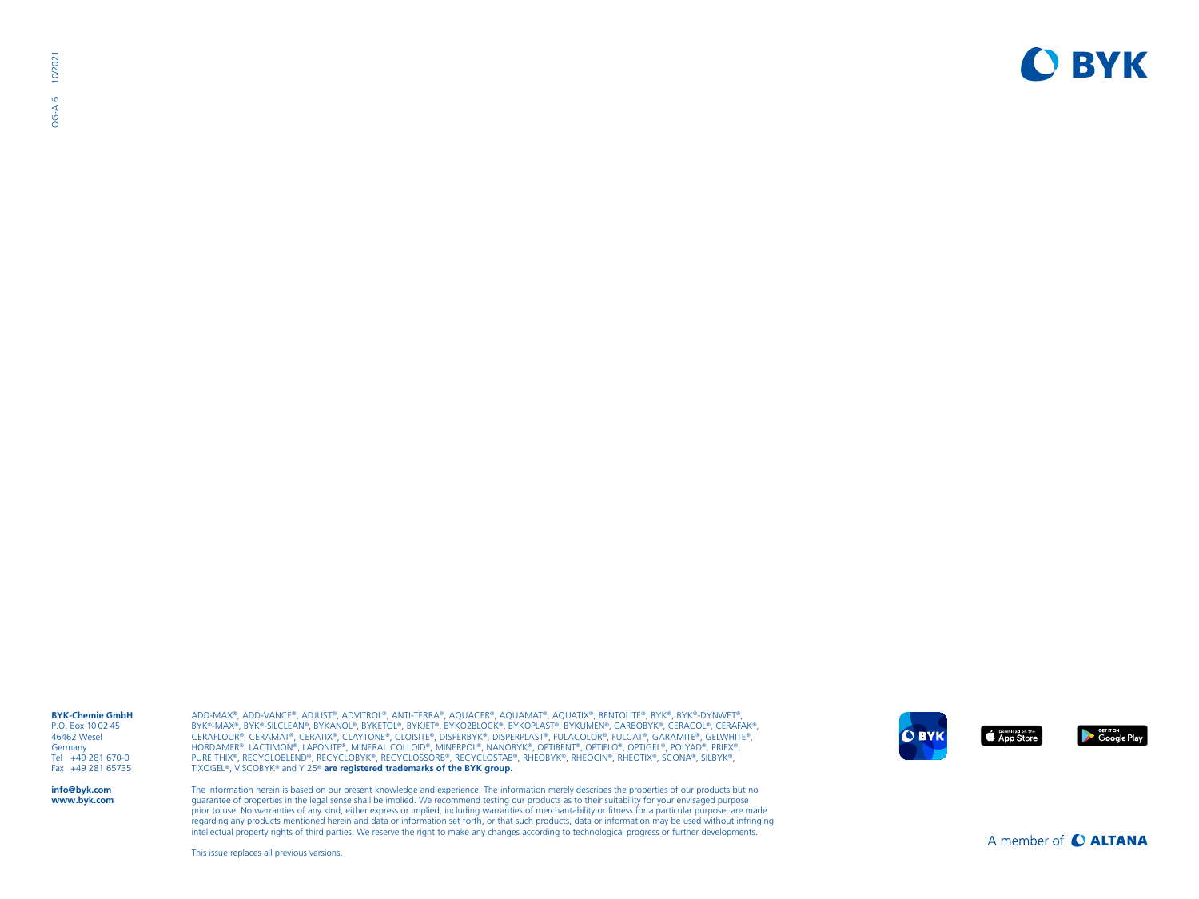OG-A 6 10/2021

**BYK-Chemie GmbH**
P.O. Box 10 02 45
46462 Wesel
Germany
Tel +49 281 670-0
Fax +49 281 65735

**info@byk.com**
**www.byk.com**

ADD-MAX®, ADD-VANCE®, ADJUST®, ADVITROL®, ANTI-TERRA®, AQUACER®, AQUAMAT®, AQUATIX®, BENTOLITE®, BYK®, BYK®-DYNWET®, BYK®-MAX®, BYK®-SILCLEAN®, BYKANOL®, BYKETOL®, BYKJET®, BYKO2BLOCK®, BYKOPLAST®, BYKUMEN®, CARBOBYK®, CERACOL®, CERAFAK®, CERAFLOUR®, CERAMAT®, CERATIX®, CLAYTONE®, CLOISITE®, DISPERBYK®, DISPERPLAST®, FULACOLOR®, FULCAT®, GARAMITE®, GELWHITE®, HORDAMER®, LACTIMON®, LAPONITE®, MINERAL COLLOID®, MINERPOL®, NANOBYK®, OPTIBENT®, OPTIFLO®, OPTIGEL®, POLYAD®, PRIEX®, PURE THIX®, RECYCLOBLEND®, RECYCLOBYK®, RECYCLOSSORB®, RECYCLOSTAB®, RHEOBYK®, RHEOCIN®, RHEOTIX®, SCONA®, SILBYK®, TIXOGEL®, VISCOBYK® and Y 25® **are registered trademarks of the BYK group.**

The information herein is based on our present knowledge and experience. The information merely describes the properties of our products but no guarantee of properties in the legal sense shall be implied. We recommend testing our products as to their suitability for your envisaged purpose prior to use. No warranties of any kind, either express or implied, including warranties of merchantability or fitness for a particular purpose, are made regarding any products mentioned herein and data or information set forth, or that such products, data or information may be used without infringing intellectual property rights of third parties. We reserve the right to make any changes according to technological progress or further developments.

This issue replaces all previous versions.

A member of ALTANA